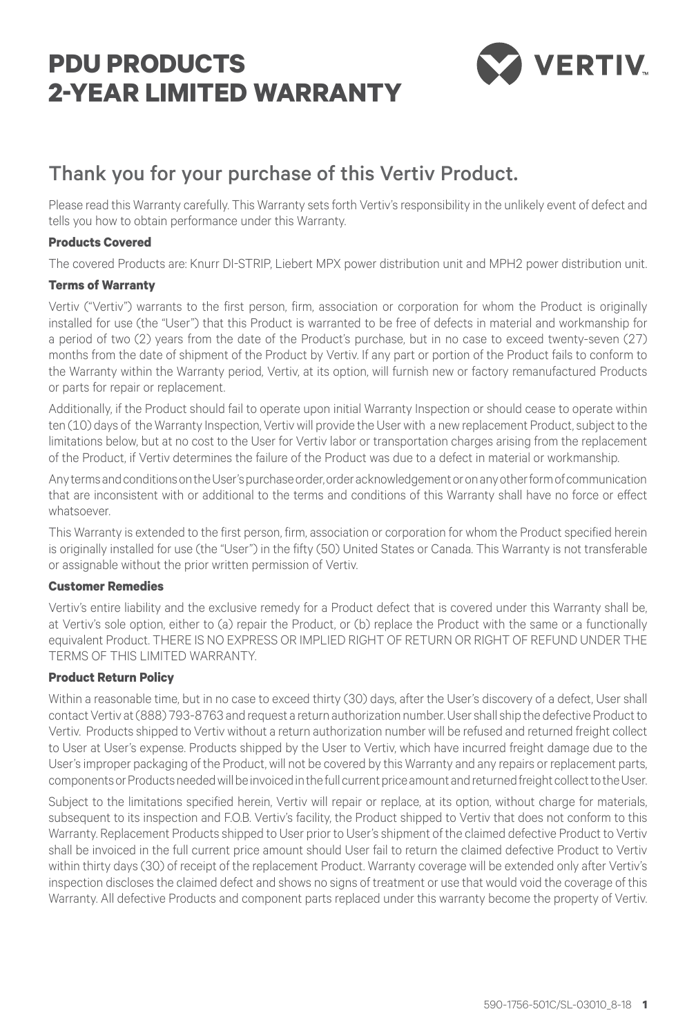# PDU PRODUCTS 2-YEAR LIMITED WARRANTY

## Thank you for your purchase of this Vertiv Product.

Please read this Warranty carefully. This Warranty sets forth Vertiv's responsibility in the unlikely event of defect and tells you how to obtain performance under this Warranty.

**Products Covered**

The covered Products are: Knurr DI-STRIP, Liebert MPX power distribution unit and MPH2 power distribution unit.

**Terms of Warranty**

Vertiv ("Vertiv") warrants to the first person, firm, association or corporation for whom the Product is originally installed for use (the "User") that this Product is warranted to be free of defects in material and workmanship for a period of two (2) years from the date of the Product's purchase, but in no case to exceed twenty-seven (27) months from the date of shipment of the Product by Vertiv. If any part or portion of the Product fails to conform to the Warranty within the Warranty period, Vertiv, at its option, will furnish new or factory remanufactured Products or parts for repair or replacement.

Additionally, if the Product should fail to operate upon initial Warranty Inspection or should cease to operate within ten (10) days of the Warranty Inspection, Vertiv will provide the User with a new replacement Product, subject to the limitations below, but at no cost to the User for Vertiv labor or transportation charges arising from the replacement of the Product, if Vertiv determines the failure of the Product was due to a defect in material or workmanship.

Any terms and conditions on the User's purchase order, order acknowledgement or on any other form of communication that are inconsistent with or additional to the terms and conditions of this Warranty shall have no force or effect whatsoever.

This Warranty is extended to the first person, firm, association or corporation for whom the Product specified herein is originally installed for use (the "User") in the fifty (50) United States or Canada. This Warranty is not transferable or assignable without the prior written permission of Vertiv.

**Customer Remedies**

Vertiv's entire liability and the exclusive remedy for a Product defect that is covered under this Warranty shall be, at Vertiv's sole option, either to (a) repair the Product, or (b) replace the Product with the same or a functionally equivalent Product. THERE IS NO EXPRESS OR IMPLIED RIGHT OF RETURN OR RIGHT OF REFUND UNDER THE TERMS OF THIS LIMITED WARRANTY.

**Product Return Policy**

Within a reasonable time, but in no case to exceed thirty (30) days, after the User's discovery of a defect, User shall contact Vertiv at (888) 793-8763 and request a return authorization number. User shall ship the defective Product to Vertiv. Products shipped to Vertiv without a return authorization number will be refused and returned freight collect to User at User's expense. Products shipped by the User to Vertiv, which have incurred freight damage due to the User's improper packaging of the Product, will not be covered by this Warranty and any repairs or replacement parts, components or Products needed will be invoiced in the full current price amount and returned freight collect to the User.

Subject to the limitations specified herein, Vertiv will repair or replace, at its option, without charge for materials, subsequent to its inspection and F.O.B. Vertiv's facility, the Product shipped to Vertiv that does not conform to this Warranty. Replacement Products shipped to User prior to User's shipment of the claimed defective Product to Vertiv shall be invoiced in the full current price amount should User fail to return the claimed defective Product to Vertiv within thirty days (30) of receipt of the replacement Product. Warranty coverage will be extended only after Vertiv's inspection discloses the claimed defect and shows no signs of treatment or use that would void the coverage of this Warranty. All defective Products and component parts replaced under this warranty become the property of Vertiv.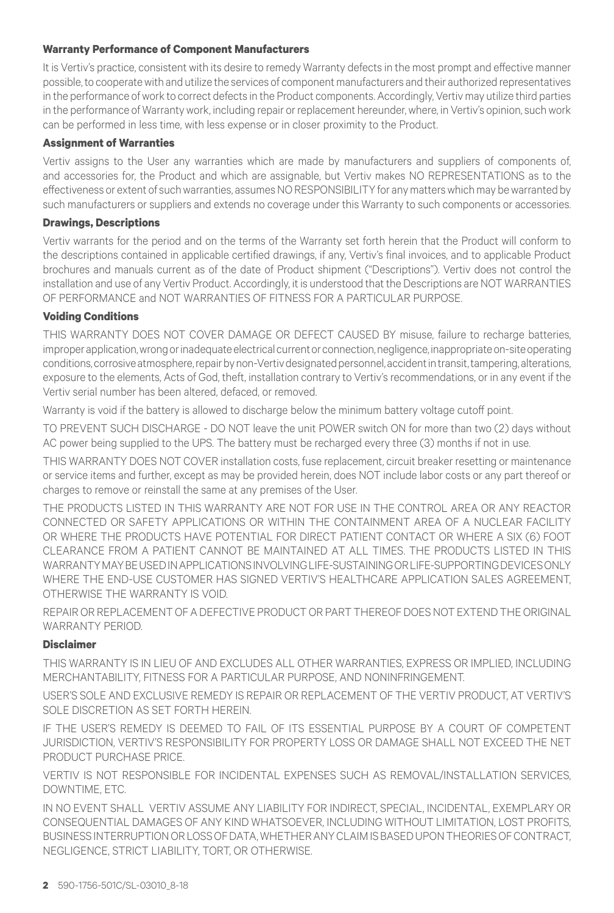### Warranty Performance of Component Manufacturers

It is Vertiv's practice, consistent with its desire to remedy Warranty defects in the most prompt and effective manner possible, to cooperate with and utilize the services of component manufacturers and their authorized representatives in the performance of work to correct defects in the Product components. Accordingly, Vertiv may utilize third parties in the performance of Warranty work, including repair or replacement hereunder, where, in Vertiv's opinion, such work can be performed in less time, with less expense or in closer proximity to the Product.

### Assignment of Warranties

Vertiv assigns to the User any warranties which are made by manufacturers and suppliers of components of, and accessories for, the Product and which are assignable, but Vertiv makes NO REPRESENTATIONS as to the effectiveness or extent of such warranties, assumes NO RESPONSIBILITY for any matters which may be warranted by such manufacturers or suppliers and extends no coverage under this Warranty to such components or accessories.

### Drawings, Descriptions

Vertiv warrants for the period and on the terms of the Warranty set forth herein that the Product will conform to the descriptions contained in applicable certified drawings, if any, Vertiv's final invoices, and to applicable Product brochures and manuals current as of the date of Product shipment ("Descriptions"). Vertiv does not control the installation and use of any Vertiv Product. Accordingly, it is understood that the Descriptions are NOT WARRANTIES OF PERFORMANCE and NOT WARRANTIES OF FITNESS FOR A PARTICULAR PURPOSE.

### Voiding Conditions

THIS WARRANTY DOES NOT COVER DAMAGE OR DEFECT CAUSED BY misuse, failure to recharge batteries, improper application, wrong or inadequate electrical current or connection, negligence, inappropriate on-site operating conditions, corrosive atmosphere, repair by non-Vertiv designated personnel, accident in transit, tampering, alterations, exposure to the elements, Acts of God, theft, installation contrary to Vertiv's recommendations, or in any event if the Vertiv serial number has been altered, defaced, or removed.

Warranty is void if the battery is allowed to discharge below the minimum battery voltage cutoff point.

TO PREVENT SUCH DISCHARGE - DO NOT leave the unit POWER switch ON for more than two (2) days without AC power being supplied to the UPS. The battery must be recharged every three (3) months if not in use.

THIS WARRANTY DOES NOT COVER installation costs, fuse replacement, circuit breaker resetting or maintenance or service items and further, except as may be provided herein, does NOT include labor costs or any part thereof or charges to remove or reinstall the same at any premises of the User.

THE PRODUCTS LISTED IN THIS WARRANTY ARE NOT FOR USE IN THE CONTROL AREA OR ANY REACTOR CONNECTED OR SAFETY APPLICATIONS OR WITHIN THE CONTAINMENT AREA OF A NUCLEAR FACILITY OR WHERE THE PRODUCTS HAVE POTENTIAL FOR DIRECT PATIENT CONTACT OR WHERE A SIX (6) FOOT CLEARANCE FROM A PATIENT CANNOT BE MAINTAINED AT ALL TIMES. THE PRODUCTS LISTED IN THIS WARRANTY MAY BE USED IN APPLICATIONS INVOLVING LIFE-SUSTAINING OR LIFE-SUPPORTING DEVICES ONLY WHERE THE END-USE CUSTOMER HAS SIGNED VERTIV'S HEALTHCARE APPLICATION SALES AGREEMENT, OTHERWISE THE WARRANTY IS VOID.

REPAIR OR REPLACEMENT OF A DEFECTIVE PRODUCT OR PART THEREOF DOES NOT EXTEND THE ORIGINAL WARRANTY PERIOD.

### Disclaimer

THIS WARRANTY IS IN LIEU OF AND EXCLUDES ALL OTHER WARRANTIES, EXPRESS OR IMPLIED, INCLUDING MERCHANTABILITY, FITNESS FOR A PARTICULAR PURPOSE, AND NONINFRINGEMENT.

USER'S SOLE AND EXCLUSIVE REMEDY IS REPAIR OR REPLACEMENT OF THE VERTIV PRODUCT, AT VERTIV'S SOLE DISCRETION AS SET FORTH HEREIN.

IF THE USER'S REMEDY IS DEEMED TO FAIL OF ITS ESSENTIAL PURPOSE BY A COURT OF COMPETENT JURISDICTION, VERTIV'S RESPONSIBILITY FOR PROPERTY LOSS OR DAMAGE SHALL NOT EXCEED THE NET PRODUCT PURCHASE PRICE.

VERTIV IS NOT RESPONSIBLE FOR INCIDENTAL EXPENSES SUCH AS REMOVAL/INSTALLATION SERVICES, DOWNTIME, ETC.

IN NO EVENT SHALL VERTIV ASSUME ANY LIABILITY FOR INDIRECT, SPECIAL, INCIDENTAL, EXEMPLARY OR CONSEQUENTIAL DAMAGES OF ANY KIND WHATSOEVER, INCLUDING WITHOUT LIMITATION, LOST PROFITS, BUSINESS INTERRUPTION OR LOSS OF DATA, WHETHER ANY CLAIM IS BASED UPON THEORIES OF CONTRACT, NEGLIGENCE, STRICT LIABILITY, TORT, OR OTHERWISE.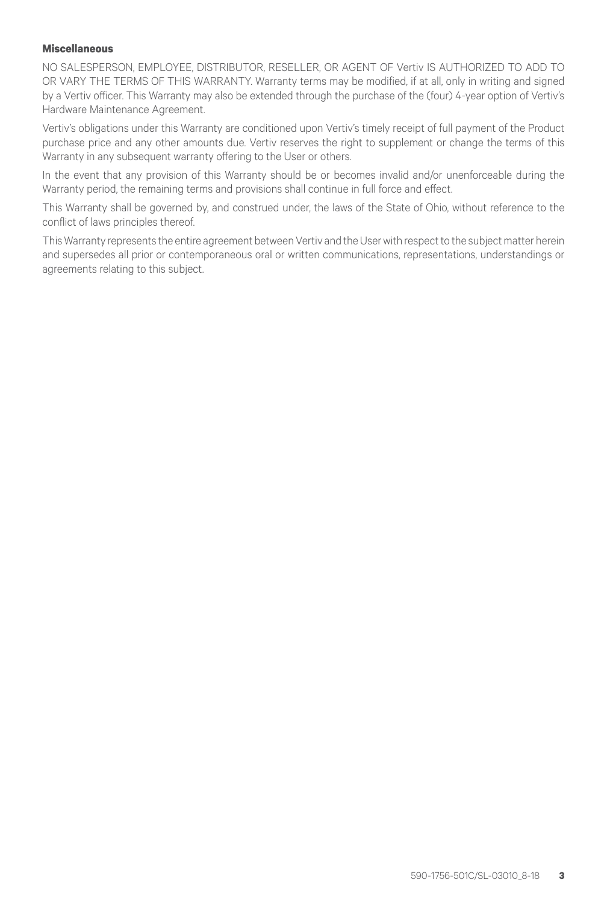### Miscellaneous

NO SALESPERSON, EMPLOYEE, DISTRIBUTOR, RESELLER, OR AGENT OF Vertiv IS AUTHORIZED TO ADD TO OR VARY THE TERMS OF THIS WARRANTY. Warranty terms may be modified, if at all, only in writing and signed by a Vertiv officer. This Warranty may also be extended through the purchase of the (four) 4-year option of Vertiv's Hardware Maintenance Agreement.

Vertiv's obligations under this Warranty are conditioned upon Vertiv's timely receipt of full payment of the Product purchase price and any other amounts due. Vertiv reserves the right to supplement or change the terms of this Warranty in any subsequent warranty offering to the User or others.

In the event that any provision of this Warranty should be or becomes invalid and/or unenforceable during the Warranty period, the remaining terms and provisions shall continue in full force and effect.

This Warranty shall be governed by, and construed under, the laws of the State of Ohio, without reference to the conflict of laws principles thereof.

This Warranty represents the entire agreement between Vertiv and the User with respect to the subject matter herein and supersedes all prior or contemporaneous oral or written communications, representations, understandings or agreements relating to this subject.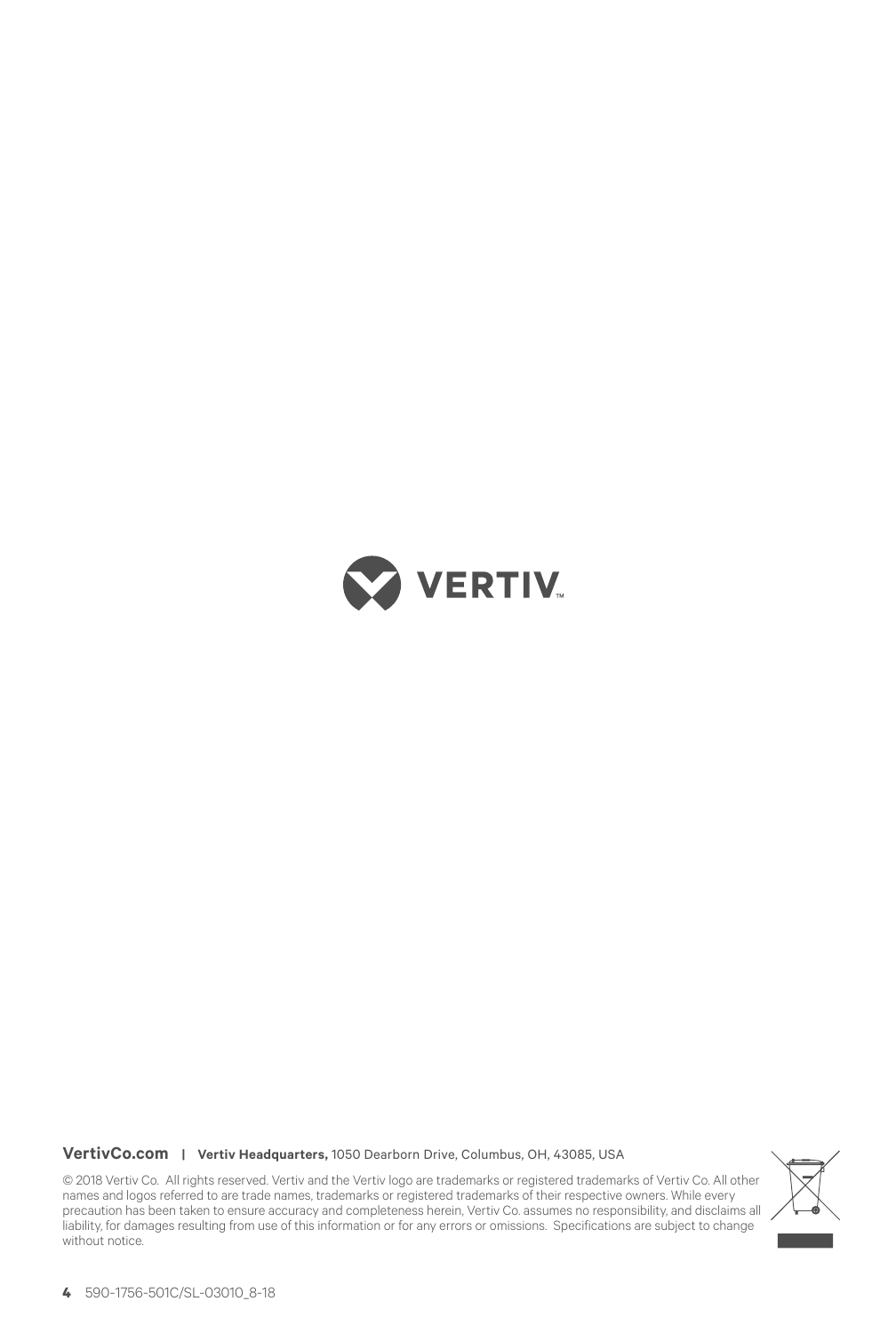VERTIV

**VertivCo.com** | **Vertiv Headquarters,** 1050 Dearborn Drive, Columbus, OH, 43085, USA

© 2018 Vertiv Co. All rights reserved. Vertiv and the Vertiv logo are trademarks or registered trademarks of Vertiv Co. All other names and logos referred to are trade names, trademarks or registered trademarks of their respective owners. While every precaution has been taken to ensure accuracy and completeness herein, Vertiv Co. assumes no responsibility, and disclaims all liability, for damages resulting from use of this information or for any errors or omissions. Specifications are subject to change without notice.

590-1756-501C/SL-03010_8-18